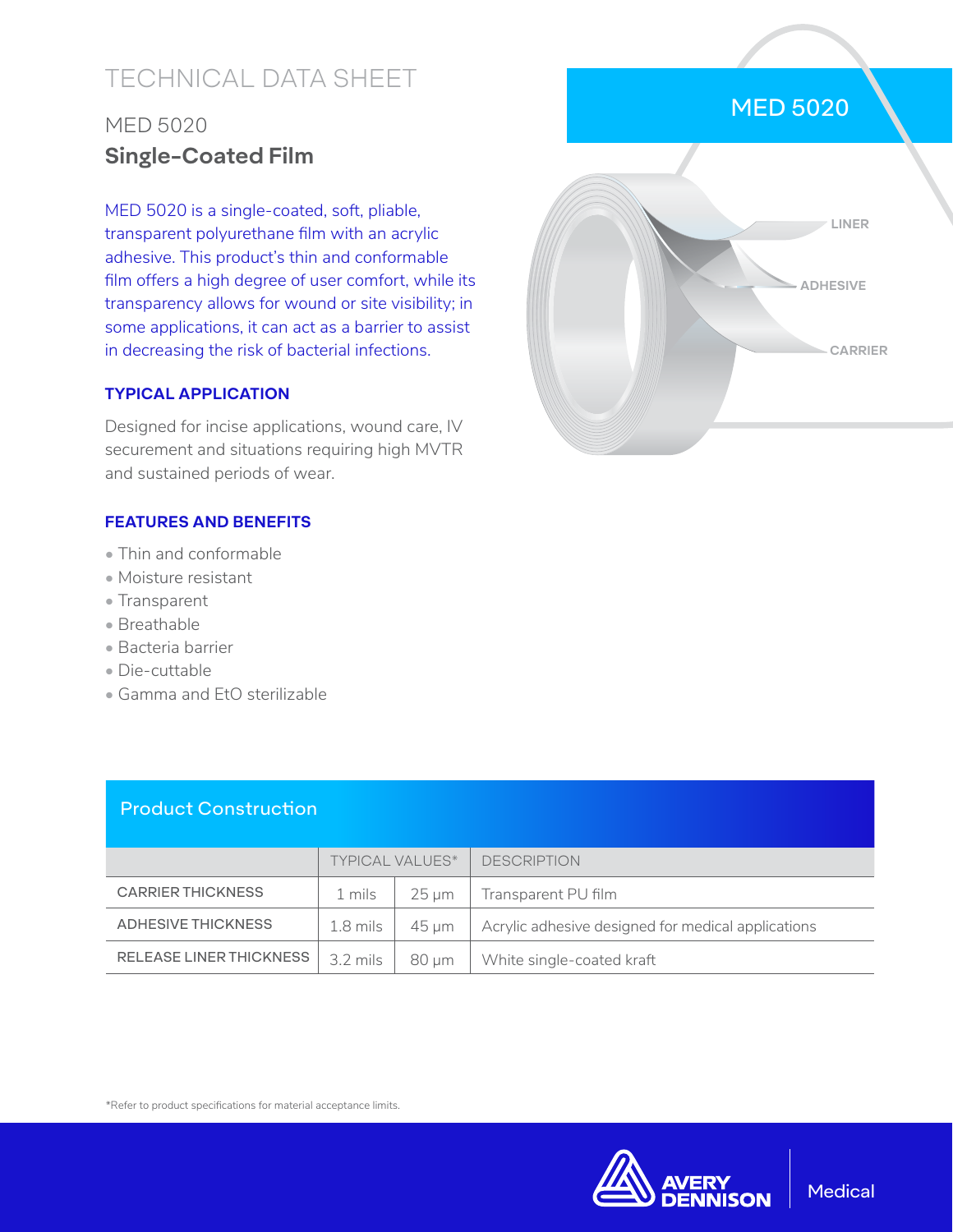# TECHNICAL DATA SHEET

## MED 5020

## **Single-Coated Film**

MED 5020 is a single-coated, soft, pliable, transparent polyurethane film with an acrylic adhesive. This product's thin and conformable film offers a high degree of user comfort, while its transparency allows for wound or site visibility; in some applications, it can act as a barrier to assist in decreasing the risk of bacterial infections.

### TYPICAL APPLICATION

Designed for incise applications, wound care, IV securement and situations requiring high MVTR and sustained periods of wear.

### FEATURES AND BENEFITS

- Thin and conformable
- Moisture resistant
- Transparent
- Breathable
- Bacteria barrier
- Die-cuttable
- Gamma and EtO sterilizable

MED 5020

LINER

ADHESIVE

CARRIER

### Product Construction

| | TYPICAL VALUES* | | DESCRIPTION |
|---|---|---|---|
| CARRIER THICKNESS | 1 mils | 25 µm | Transparent PU film |
| ADHESIVE THICKNESS | 1.8 mils | 45 µm | Acrylic adhesive designed for medical applications |
| RELEASE LINER THICKNESS | 3.2 mils | 80 µm | White single-coated kraft |

*Refer to product specifications for material acceptance limits.

AVERY DENNISON | Medical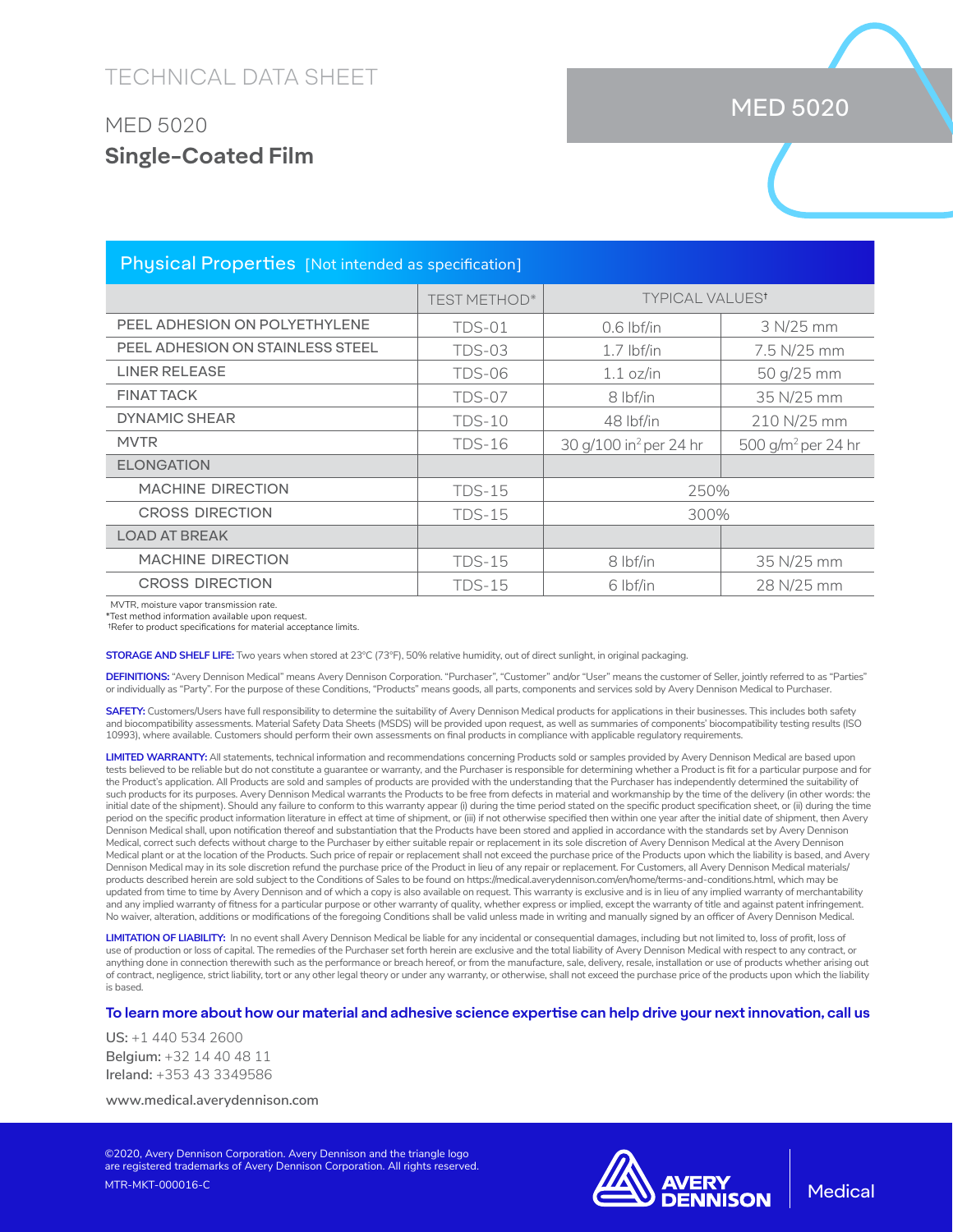# TECHNICAL DATA SHEET

## MED 5020

## Single-Coated Film

MED 5020

### Physical Properties [Not intended as specification]

| | TEST METHOD* | TYPICAL VALUES† | |
|---|---|---|---|
| PEEL ADHESION ON POLYETHYLENE | TDS-01 | 0.6 lbf/in | 3 N/25 mm |
| PEEL ADHESION ON STAINLESS STEEL | TDS-03 | 1.7 lbf/in | 7.5 N/25 mm |
| LINER RELEASE | TDS-06 | 1.1 oz/in | 50 g/25 mm |
| FINAT TACK | TDS-07 | 8 lbf/in | 35 N/25 mm |
| DYNAMIC SHEAR | TDS-10 | 48 lbf/in | 210 N/25 mm |
| MVTR | TDS-16 | 30 g/100 $in^2$ per 24 hr | 500 $g/m^2$ per 24 hr |
| ELONGATION | | | |
| MACHINE DIRECTION | TDS-15 | 250% | |
| CROSS DIRECTION | TDS-15 | 300% | |
| LOAD AT BREAK | | | |
| MACHINE DIRECTION | TDS-15 | 8 lbf/in | 35 N/25 mm |
| CROSS DIRECTION | TDS-15 | 6 lbf/in | 28 N/25 mm |

MVTR, moisture vapor transmission rate.
*Test method information available upon request.
†Refer to product specifications for material acceptance limits.

**STORAGE AND SHELF LIFE:** Two years when stored at 23°C (73°F), 50% relative humidity, out of direct sunlight, in original packaging.

**DEFINITIONS:** "Avery Dennison Medical" means Avery Dennison Corporation. "Purchaser", "Customer" and/or "User" means the customer of Seller, jointly referred to as "Parties" or individually as "Party". For the purpose of these Conditions, "Products" means goods, all parts, components and services sold by Avery Dennison Medical to Purchaser.

**SAFETY:** Customers/Users have full responsibility to determine the suitability of Avery Dennison Medical products for applications in their businesses. This includes both safety and biocompatibility assessments. Material Safety Data Sheets (MSDS) will be provided upon request, as well as summaries of components' biocompatibility testing results (ISO 10993), where available. Customers should perform their own assessments on final products in compliance with applicable regulatory requirements.

**LIMITED WARRANTY:** All statements, technical information and recommendations concerning Products sold or samples provided by Avery Dennison Medical are based upon tests believed to be reliable but do not constitute a guarantee or warranty, and the Purchaser is responsible for determining whether a Product is fit for a particular purpose and for the Product's application. All Products are sold and samples of products are provided with the understanding that the Purchaser has independently determined the suitability of such products for its purposes. Avery Dennison Medical warrants the Products to be free from defects in material and workmanship by the time of the delivery (in other words: the initial date of the shipment). Should any failure to conform to this warranty appear (i) during the time period stated on the specific product specification sheet, or (ii) during the time period on the specific product information literature in effect at time of shipment, or (iii) if not otherwise specified then within one year after the initial date of shipment, then Avery Dennison Medical shall, upon notification thereof and substantiation that the Products have been stored and applied in accordance with the standards set by Avery Dennison Medical, correct such defects without charge to the Purchaser by either suitable repair or replacement in its sole discretion of Avery Dennison Medical at the Avery Dennison Medical plant or at the location of the Products. Such price of repair or replacement shall not exceed the purchase price of the Products upon which the liability is based, and Avery Dennison Medical may in its sole discretion refund the purchase price of the Product in lieu of any repair or replacement. For Customers, all Avery Dennison Medical materials/products described herein are sold subject to the Conditions of Sales to be found on https://medical.averydennison.com/en/home/terms-and-conditions.html, which may be updated from time to time by Avery Dennison and of which a copy is also available on request. This warranty is exclusive and is in lieu of any implied warranty of merchantability and any implied warranty of fitness for a particular purpose or other warranty of quality, whether express or implied, except the warranty of title and against patent infringement. No waiver, alteration, additions or modifications of the foregoing Conditions shall be valid unless made in writing and manually signed by an officer of Avery Dennison Medical.

**LIMITATION OF LIABILITY:** In no event shall Avery Dennison Medical be liable for any incidental or consequential damages, including but not limited to, loss of profit, loss of use of production or loss of capital. The remedies of the Purchaser set forth herein are exclusive and the total liability of Avery Dennison Medical with respect to any contract, or anything done in connection therewith such as the performance or breach hereof, or from the manufacture, sale, delivery, resale, installation or use of products whether arising out of contract, negligence, strict liability, tort or any other legal theory or under any warranty, or otherwise, shall not exceed the purchase price of the products upon which the liability is based.

**To learn more about how our material and adhesive science expertise can help drive your next innovation, call us**

US: +1 440 534 2600
Belgium: +32 14 40 48 11
Ireland: +353 43 3349586

www.medical.averydennison.com

©2020, Avery Dennison Corporation. Avery Dennison and the triangle logo are registered trademarks of Avery Dennison Corporation. All rights reserved.

MTR-MKT-000016-C

AVERY DENNISON Medical